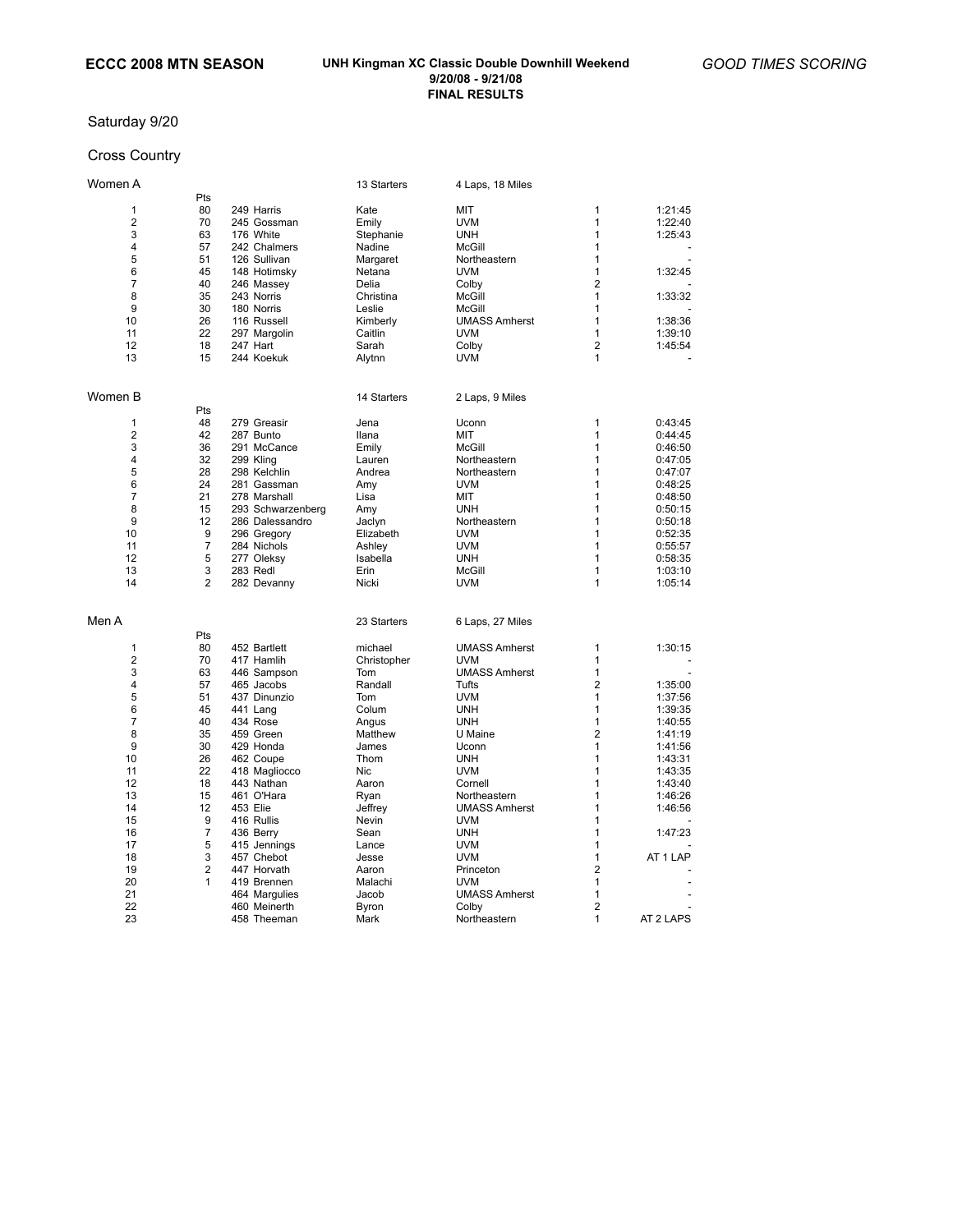**ECCC 2008 MTN SEASON**

**UNH Kingman XC Classic Double Downhill Weekend**
**9/20/08 - 9/21/08**
**FINAL RESULTS**

*GOOD TIMES SCORING*

## Saturday 9/20

### Cross Country

#### Women A

13 Starters — 4 Laps, 18 Miles

| Place | Pts | No. | Last Name | First Name | Team | | Time |
|---|---|---|---|---|---|---|---|
| 1 | 80 | 249 | Harris | Kate | MIT | 1 | 1:21:45 |
| 2 | 70 | 245 | Gossman | Emily | UVM | 1 | 1:22:40 |
| 3 | 63 | 176 | White | Stephanie | UNH | 1 | 1:25:43 |
| 4 | 57 | 242 | Chalmers | Nadine | McGill | 1 | - |
| 5 | 51 | 126 | Sullivan | Margaret | Northeastern | 1 | - |
| 6 | 45 | 148 | Hotimsky | Netana | UVM | 1 | 1:32:45 |
| 7 | 40 | 246 | Massey | Delia | Colby | 2 | - |
| 8 | 35 | 243 | Norris | Christina | McGill | 1 | 1:33:32 |
| 9 | 30 | 180 | Norris | Leslie | McGill | 1 | - |
| 10 | 26 | 116 | Russell | Kimberly | UMASS Amherst | 1 | 1:38:36 |
| 11 | 22 | 297 | Margolin | Caitlin | UVM | 1 | 1:39:10 |
| 12 | 18 | 247 | Hart | Sarah | Colby | 2 | 1:45:54 |
| 13 | 15 | 244 | Koekuk | Alytnn | UVM | 1 | - |

#### Women B

14 Starters — 2 Laps, 9 Miles

| Place | Pts | No. | Last Name | First Name | Team | | Time |
|---|---|---|---|---|---|---|---|
| 1 | 48 | 279 | Greasir | Jena | Uconn | 1 | 0:43:45 |
| 2 | 42 | 287 | Bunto | Ilana | MIT | 1 | 0:44:45 |
| 3 | 36 | 291 | McCance | Emily | McGill | 1 | 0:46:50 |
| 4 | 32 | 299 | Kling | Lauren | Northeastern | 1 | 0:47:05 |
| 5 | 28 | 298 | Kelchlin | Andrea | Northeastern | 1 | 0:47:07 |
| 6 | 24 | 281 | Gassman | Amy | UVM | 1 | 0:48:25 |
| 7 | 21 | 278 | Marshall | Lisa | MIT | 1 | 0:48:50 |
| 8 | 15 | 293 | Schwarzenberg | Amy | UNH | 1 | 0:50:15 |
| 9 | 12 | 286 | Dalessandro | Jaclyn | Northeastern | 1 | 0:50:18 |
| 10 | 9 | 296 | Gregory | Elizabeth | UVM | 1 | 0:52:35 |
| 11 | 7 | 284 | Nichols | Ashley | UVM | 1 | 0:55:57 |
| 12 | 5 | 277 | Oleksy | Isabella | UNH | 1 | 0:58:35 |
| 13 | 3 | 283 | Redl | Erin | McGill | 1 | 1:03:10 |
| 14 | 2 | 282 | Devanny | Nicki | UVM | 1 | 1:05:14 |

#### Men A

23 Starters — 6 Laps, 27 Miles

| Place | Pts | No. | Last Name | First Name | Team | | Time |
|---|---|---|---|---|---|---|---|
| 1 | 80 | 452 | Bartlett | michael | UMASS Amherst | 1 | 1:30:15 |
| 2 | 70 | 417 | Hamlih | Christopher | UVM | 1 | - |
| 3 | 63 | 446 | Sampson | Tom | UMASS Amherst | 1 | - |
| 4 | 57 | 465 | Jacobs | Randall | Tufts | 2 | 1:35:00 |
| 5 | 51 | 437 | Dinunzio | Tom | UVM | 1 | 1:37:56 |
| 6 | 45 | 441 | Lang | Colum | UNH | 1 | 1:39:35 |
| 7 | 40 | 434 | Rose | Angus | UNH | 1 | 1:40:55 |
| 8 | 35 | 459 | Green | Matthew | U Maine | 2 | 1:41:19 |
| 9 | 30 | 429 | Honda | James | Uconn | 1 | 1:41:56 |
| 10 | 26 | 462 | Coupe | Thom | UNH | 1 | 1:43:31 |
| 11 | 22 | 418 | Magliocco | Nic | UVM | 1 | 1:43:35 |
| 12 | 18 | 443 | Nathan | Aaron | Cornell | 1 | 1:43:40 |
| 13 | 15 | 461 | O'Hara | Ryan | Northeastern | 1 | 1:46:26 |
| 14 | 12 | 453 | Elie | Jeffrey | UMASS Amherst | 1 | 1:46:56 |
| 15 | 9 | 416 | Rullis | Nevin | UVM | 1 | - |
| 16 | 7 | 436 | Berry | Sean | UNH | 1 | 1:47:23 |
| 17 | 5 | 415 | Jennings | Lance | UVM | 1 | - |
| 18 | 3 | 457 | Chebot | Jesse | UVM | 1 | AT 1 LAP |
| 19 | 2 | 447 | Horvath | Aaron | Princeton | 2 | - |
| 20 | 1 | 419 | Brennen | Malachi | UVM | 1 | - |
| 21 | | 464 | Margulies | Jacob | UMASS Amherst | 1 | - |
| 22 | | 460 | Meinerth | Byron | Colby | 2 | - |
| 23 | | 458 | Theeman | Mark | Northeastern | 1 | AT 2 LAPS |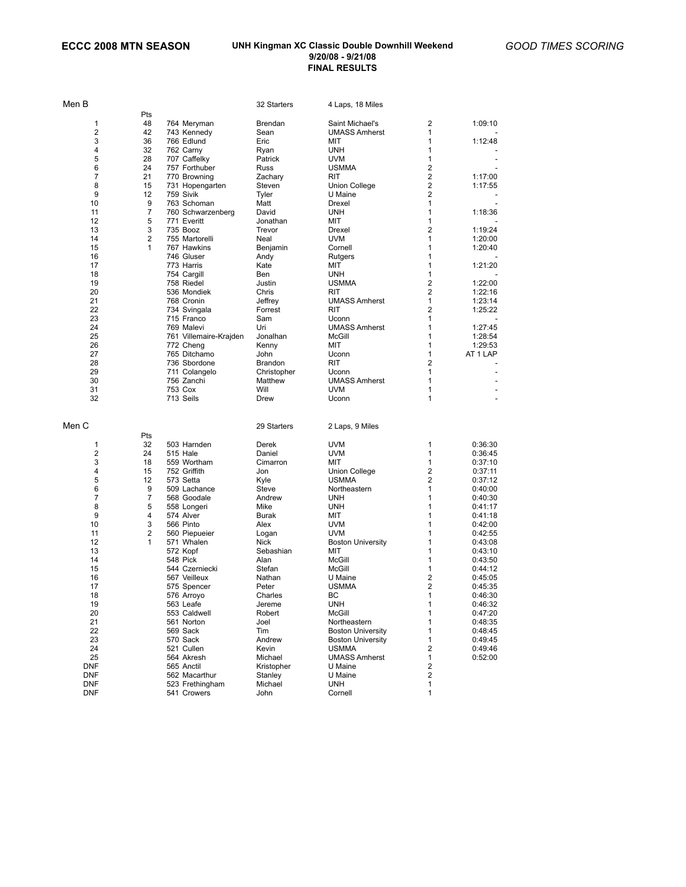**ECCC 2008 MTN SEASON**

**UNH Kingman XC Classic Double Downhill Weekend**
**9/20/08 - 9/21/08**
**FINAL RESULTS**

*GOOD TIMES SCORING*

## Men B

32 Starters — 4 Laps, 18 Miles

| Place | Pts | # | Last Name | First Name | School | | Time |
|---|---|---|---|---|---|---|---|
| 1 | 48 | 764 | Meryman | Brendan | Saint Michael's | 2 | 1:09:10 |
| 2 | 42 | 743 | Kennedy | Sean | UMASS Amherst | 1 | - |
| 3 | 36 | 766 | Edlund | Eric | MIT | 1 | 1:12:48 |
| 4 | 32 | 762 | Carny | Ryan | UNH | 1 | - |
| 5 | 28 | 707 | Caffelky | Patrick | UVM | 1 | - |
| 6 | 24 | 757 | Forthuber | Russ | USMMA | 2 | - |
| 7 | 21 | 770 | Browning | Zachary | RIT | 2 | 1:17:00 |
| 8 | 15 | 731 | Hopengarten | Steven | Union College | 2 | 1:17:55 |
| 9 | 12 | 759 | Sivik | Tyler | U Maine | 2 | - |
| 10 | 9 | 763 | Schoman | Matt | Drexel | 1 | - |
| 11 | 7 | 760 | Schwarzenberg | David | UNH | 1 | 1:18:36 |
| 12 | 5 | 771 | Everitt | Jonathan | MIT | 1 | - |
| 13 | 3 | 735 | Booz | Trevor | Drexel | 2 | 1:19:24 |
| 14 | 2 | 755 | Martorelli | Neal | UVM | 1 | 1:20:00 |
| 15 | 1 | 767 | Hawkins | Benjamin | Cornell | 1 | 1:20:40 |
| 16 | | 746 | Gluser | Andy | Rutgers | 1 | - |
| 17 | | 773 | Harris | Kate | MIT | 1 | 1:21:20 |
| 18 | | 754 | Cargill | Ben | UNH | 1 | - |
| 19 | | 758 | Riedel | Justin | USMMA | 2 | 1:22:00 |
| 20 | | 536 | Mondiek | Chris | RIT | 2 | 1:22:16 |
| 21 | | 768 | Cronin | Jeffrey | UMASS Amherst | 1 | 1:23:14 |
| 22 | | 734 | Svingala | Forrest | RIT | 2 | 1:25:22 |
| 23 | | 715 | Franco | Sam | Uconn | 1 | - |
| 24 | | 769 | Malevi | Uri | UMASS Amherst | 1 | 1:27:45 |
| 25 | | 761 | Villemaire-Krajden | Jonalhan | McGill | 1 | 1:28:54 |
| 26 | | 772 | Cheng | Kenny | MIT | 1 | 1:29:53 |
| 27 | | 765 | Ditchamo | John | Uconn | 1 | AT 1 LAP |
| 28 | | 736 | Sbordone | Brandon | RIT | 2 | - |
| 29 | | 711 | Colangelo | Christopher | Uconn | 1 | - |
| 30 | | 756 | Zanchi | Matthew | UMASS Amherst | 1 | - |
| 31 | | 753 | Cox | Will | UVM | 1 | - |
| 32 | | 713 | Seils | Drew | Uconn | 1 | - |

## Men C

29 Starters — 2 Laps, 9 Miles

| Place | Pts | # | Last Name | First Name | School | | Time |
|---|---|---|---|---|---|---|---|
| 1 | 32 | 503 | Harnden | Derek | UVM | 1 | 0:36:30 |
| 2 | 24 | 515 | Hale | Daniel | UVM | 1 | 0:36:45 |
| 3 | 18 | 559 | Wortham | Cimarron | MIT | 1 | 0:37:10 |
| 4 | 15 | 752 | Griffith | Jon | Union College | 2 | 0:37:11 |
| 5 | 12 | 573 | Setta | Kyle | USMMA | 2 | 0:37:12 |
| 6 | 9 | 509 | Lachance | Steve | Northeastern | 1 | 0:40:00 |
| 7 | 7 | 568 | Goodale | Andrew | UNH | 1 | 0:40:30 |
| 8 | 5 | 558 | Longeri | Mike | UNH | 1 | 0:41:17 |
| 9 | 4 | 574 | Alver | Burak | MIT | 1 | 0:41:18 |
| 10 | 3 | 566 | Pinto | Alex | UVM | 1 | 0:42:00 |
| 11 | 2 | 560 | Piepueier | Logan | UVM | 1 | 0:42:55 |
| 12 | 1 | 571 | Whalen | Nick | Boston University | 1 | 0:43:08 |
| 13 | | 572 | Kopf | Sebashian | MIT | 1 | 0:43:10 |
| 14 | | 548 | Pick | Alan | McGill | 1 | 0:43:50 |
| 15 | | 544 | Czerniecki | Stefan | McGill | 1 | 0:44:12 |
| 16 | | 567 | Veilleux | Nathan | U Maine | 2 | 0:45:05 |
| 17 | | 575 | Spencer | Peter | USMMA | 2 | 0:45:35 |
| 18 | | 576 | Arroyo | Charles | BC | 1 | 0:46:30 |
| 19 | | 563 | Leafe | Jereme | UNH | 1 | 0:46:32 |
| 20 | | 553 | Caldwell | Robert | McGill | 1 | 0:47:20 |
| 21 | | 561 | Norton | Joel | Northeastern | 1 | 0:48:35 |
| 22 | | 569 | Sack | Tim | Boston University | 1 | 0:48:45 |
| 23 | | 570 | Sack | Andrew | Boston University | 1 | 0:49:45 |
| 24 | | 521 | Cullen | Kevin | USMMA | 2 | 0:49:46 |
| 25 | | 564 | Akresh | Michael | UMASS Amherst | 1 | 0:52:00 |
| DNF | | 565 | Anctil | Kristopher | U Maine | 2 | |
| DNF | | 562 | Macarthur | Stanley | U Maine | 2 | |
| DNF | | 523 | Frethingham | Michael | UNH | 1 | |
| DNF | | 541 | Crowers | John | Cornell | 1 | |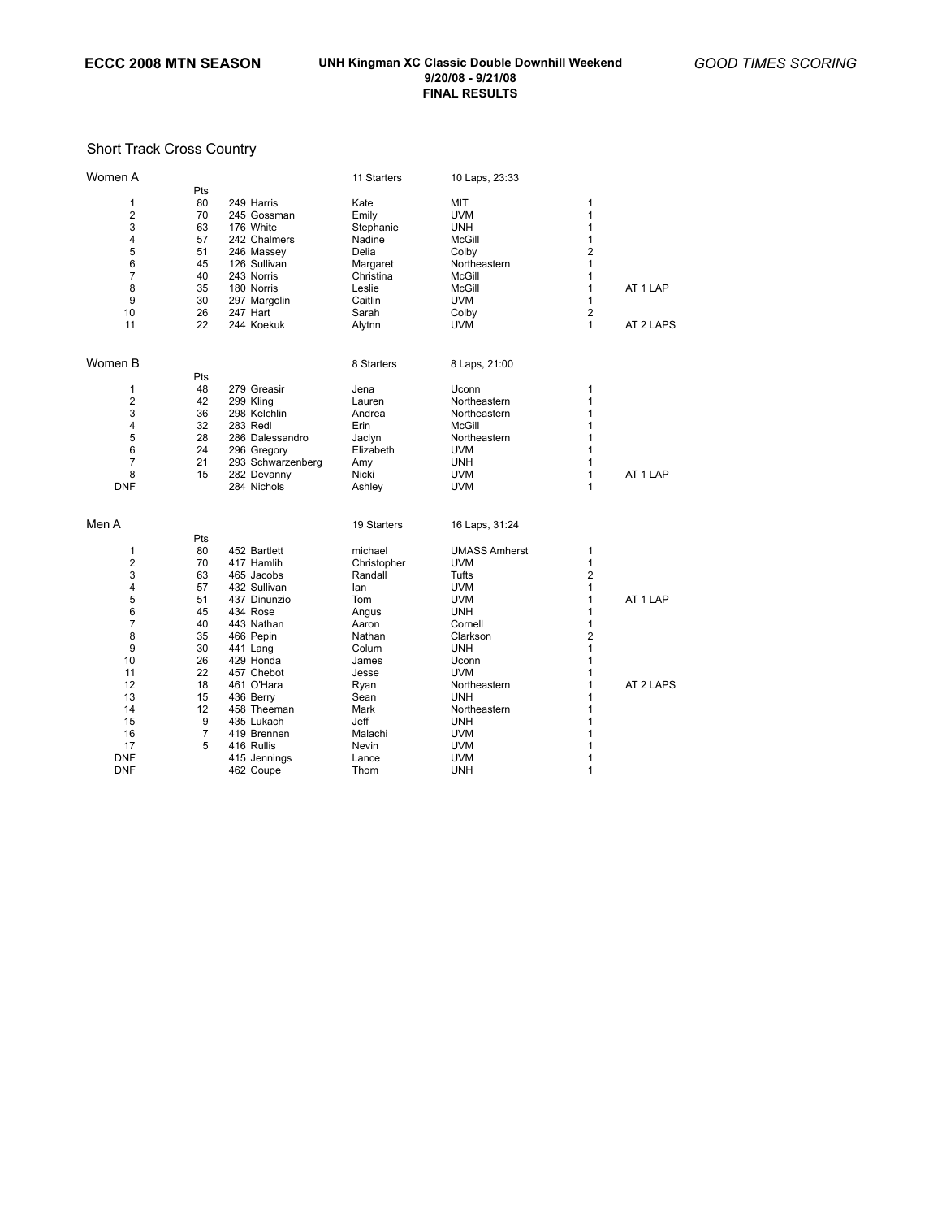**ECCC 2008 MTN SEASON**

**UNH Kingman XC Classic Double Downhill Weekend**
**9/20/08 - 9/21/08**
**FINAL RESULTS**

*GOOD TIMES SCORING*

## Short Track Cross Country

### Women A

11 Starters — 10 Laps, 23:33

| | Pts | | First | Team | | |
|---|---|---|---|---|---|---|
| 1 | 80 | 249 Harris | Kate | MIT | 1 | |
| 2 | 70 | 245 Gossman | Emily | UVM | 1 | |
| 3 | 63 | 176 White | Stephanie | UNH | 1 | |
| 4 | 57 | 242 Chalmers | Nadine | McGill | 1 | |
| 5 | 51 | 246 Massey | Delia | Colby | 2 | |
| 6 | 45 | 126 Sullivan | Margaret | Northeastern | 1 | |
| 7 | 40 | 243 Norris | Christina | McGill | 1 | |
| 8 | 35 | 180 Norris | Leslie | McGill | 1 | AT 1 LAP |
| 9 | 30 | 297 Margolin | Caitlin | UVM | 1 | |
| 10 | 26 | 247 Hart | Sarah | Colby | 2 | |
| 11 | 22 | 244 Koekuk | Alytnn | UVM | 1 | AT 2 LAPS |

### Women B

8 Starters — 8 Laps, 21:00

| | Pts | | First | Team | | |
|---|---|---|---|---|---|---|
| 1 | 48 | 279 Greasir | Jena | Uconn | 1 | |
| 2 | 42 | 299 Kling | Lauren | Northeastern | 1 | |
| 3 | 36 | 298 Kelchlin | Andrea | Northeastern | 1 | |
| 4 | 32 | 283 Redl | Erin | McGill | 1 | |
| 5 | 28 | 286 Dalessandro | Jaclyn | Northeastern | 1 | |
| 6 | 24 | 296 Gregory | Elizabeth | UVM | 1 | |
| 7 | 21 | 293 Schwarzenberg | Amy | UNH | 1 | |
| 8 | 15 | 282 Devanny | Nicki | UVM | 1 | AT 1 LAP |
| DNF | | 284 Nichols | Ashley | UVM | 1 | |

### Men A

19 Starters — 16 Laps, 31:24

| | Pts | | First | Team | | |
|---|---|---|---|---|---|---|
| 1 | 80 | 452 Bartlett | michael | UMASS Amherst | 1 | |
| 2 | 70 | 417 Hamlih | Christopher | UVM | 1 | |
| 3 | 63 | 465 Jacobs | Randall | Tufts | 2 | |
| 4 | 57 | 432 Sullivan | Ian | UVM | 1 | |
| 5 | 51 | 437 Dinunzio | Tom | UVM | 1 | AT 1 LAP |
| 6 | 45 | 434 Rose | Angus | UNH | 1 | |
| 7 | 40 | 443 Nathan | Aaron | Cornell | 1 | |
| 8 | 35 | 466 Pepin | Nathan | Clarkson | 2 | |
| 9 | 30 | 441 Lang | Colum | UNH | 1 | |
| 10 | 26 | 429 Honda | James | Uconn | 1 | |
| 11 | 22 | 457 Chebot | Jesse | UVM | 1 | |
| 12 | 18 | 461 O'Hara | Ryan | Northeastern | 1 | AT 2 LAPS |
| 13 | 15 | 436 Berry | Sean | UNH | 1 | |
| 14 | 12 | 458 Theeman | Mark | Northeastern | 1 | |
| 15 | 9 | 435 Lukach | Jeff | UNH | 1 | |
| 16 | 7 | 419 Brennen | Malachi | UVM | 1 | |
| 17 | 5 | 416 Rullis | Nevin | UVM | 1 | |
| DNF | | 415 Jennings | Lance | UVM | 1 | |
| DNF | | 462 Coupe | Thom | UNH | 1 | |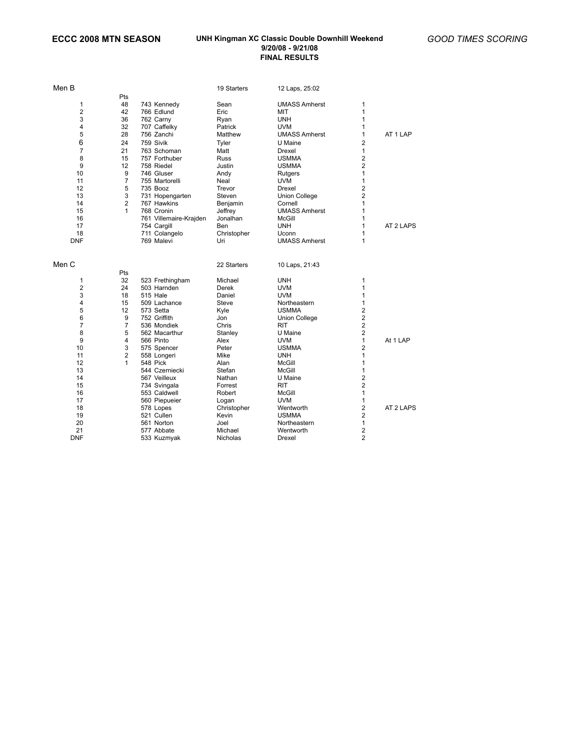**ECCC 2008 MTN SEASON**

**UNH Kingman XC Classic Double Downhill Weekend**
**9/20/08 - 9/21/08**
**FINAL RESULTS**

*GOOD TIMES SCORING*

Men B — 19 Starters — 12 Laps, 25:02

| Place | Pts | No. | Last Name | First Name | Team | | |
|---|---|---|---|---|---|---|---|
| 1 | 48 | 743 | Kennedy | Sean | UMASS Amherst | 1 | |
| 2 | 42 | 766 | Edlund | Eric | MIT | 1 | |
| 3 | 36 | 762 | Carny | Ryan | UNH | 1 | |
| 4 | 32 | 707 | Caffelky | Patrick | UVM | 1 | |
| 5 | 28 | 756 | Zanchi | Matthew | UMASS Amherst | 1 | AT 1 LAP |
| 6 | 24 | 759 | Sivik | Tyler | U Maine | 2 | |
| 7 | 21 | 763 | Schoman | Matt | Drexel | 1 | |
| 8 | 15 | 757 | Forthuber | Russ | USMMA | 2 | |
| 9 | 12 | 758 | Riedel | Justin | USMMA | 2 | |
| 10 | 9 | 746 | Gluser | Andy | Rutgers | 1 | |
| 11 | 7 | 755 | Martorelli | Neal | UVM | 1 | |
| 12 | 5 | 735 | Booz | Trevor | Drexel | 2 | |
| 13 | 3 | 731 | Hopengarten | Steven | Union College | 2 | |
| 14 | 2 | 767 | Hawkins | Benjamin | Cornell | 1 | |
| 15 | 1 | 768 | Cronin | Jeffrey | UMASS Amherst | 1 | |
| 16 | | 761 | Villemaire-Krajden | Jonalhan | McGill | 1 | |
| 17 | | 754 | Cargill | Ben | UNH | 1 | AT 2 LAPS |
| 18 | | 711 | Colangelo | Christopher | Uconn | 1 | |
| DNF | | 769 | Malevi | Uri | UMASS Amherst | 1 | |

Men C — 22 Starters — 10 Laps, 21:43

| Place | Pts | No. | Last Name | First Name | Team | | |
|---|---|---|---|---|---|---|---|
| 1 | 32 | 523 | Frethingham | Michael | UNH | 1 | |
| 2 | 24 | 503 | Harnden | Derek | UVM | 1 | |
| 3 | 18 | 515 | Hale | Daniel | UVM | 1 | |
| 4 | 15 | 509 | Lachance | Steve | Northeastern | 1 | |
| 5 | 12 | 573 | Setta | Kyle | USMMA | 2 | |
| 6 | 9 | 752 | Griffith | Jon | Union College | 2 | |
| 7 | 7 | 536 | Mondiek | Chris | RIT | 2 | |
| 8 | 5 | 562 | Macarthur | Stanley | U Maine | 2 | |
| 9 | 4 | 566 | Pinto | Alex | UVM | 1 | At 1 LAP |
| 10 | 3 | 575 | Spencer | Peter | USMMA | 2 | |
| 11 | 2 | 558 | Longeri | Mike | UNH | 1 | |
| 12 | 1 | 548 | Pick | Alan | McGill | 1 | |
| 13 | | 544 | Czerniecki | Stefan | McGill | 1 | |
| 14 | | 567 | Veilleux | Nathan | U Maine | 2 | |
| 15 | | 734 | Svingala | Forrest | RIT | 2 | |
| 16 | | 553 | Caldwell | Robert | McGill | 1 | |
| 17 | | 560 | Piepueier | Logan | UVM | 1 | |
| 18 | | 578 | Lopes | Christopher | Wentworth | 2 | AT 2 LAPS |
| 19 | | 521 | Cullen | Kevin | USMMA | 2 | |
| 20 | | 561 | Norton | Joel | Northeastern | 1 | |
| 21 | | 577 | Abbate | Michael | Wentworth | 2 | |
| DNF | | 533 | Kuzmyak | Nicholas | Drexel | 2 | |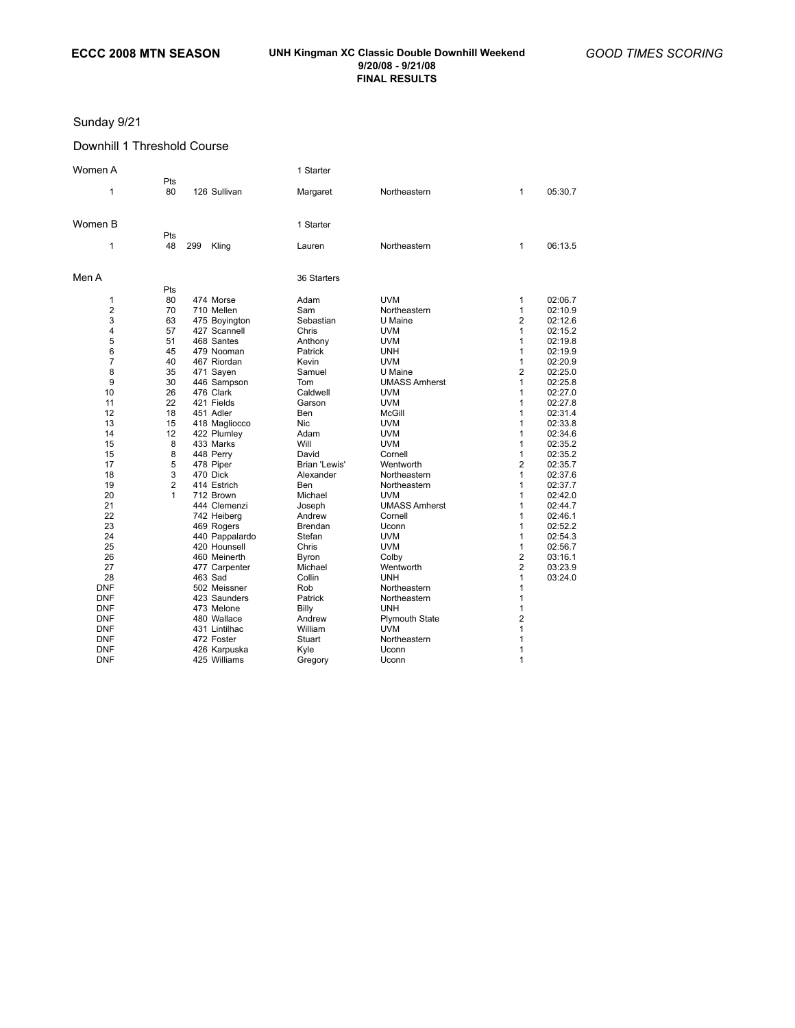**ECCC 2008 MTN SEASON**

**UNH Kingman XC Classic Double Downhill Weekend**
**9/20/08 - 9/21/08**
**FINAL RESULTS**

*GOOD TIMES SCORING*

Sunday 9/21

Downhill 1 Threshold Course

Women A — 1 Starter

| Place | Pts | # | Last | First | Team | Cat | Time |
|---|---|---|---|---|---|---|---|
| 1 | 80 | 126 | Sullivan | Margaret | Northeastern | 1 | 05:30.7 |

Women B — 1 Starter

| Place | Pts | # | Last | First | Team | Cat | Time |
|---|---|---|---|---|---|---|---|
| 1 | 48 | 299 | Kling | Lauren | Northeastern | 1 | 06:13.5 |

Men A — 36 Starters

| Place | Pts | # | Last | First | Team | Cat | Time |
|---|---|---|---|---|---|---|---|
| 1 | 80 | 474 | Morse | Adam | UVM | 1 | 02:06.7 |
| 2 | 70 | 710 | Mellen | Sam | Northeastern | 1 | 02:10.9 |
| 3 | 63 | 475 | Boyington | Sebastian | U Maine | 2 | 02:12.6 |
| 4 | 57 | 427 | Scannell | Chris | UVM | 1 | 02:15.2 |
| 5 | 51 | 468 | Santes | Anthony | UVM | 1 | 02:19.8 |
| 6 | 45 | 479 | Nooman | Patrick | UNH | 1 | 02:19.9 |
| 7 | 40 | 467 | Riordan | Kevin | UVM | 1 | 02:20.9 |
| 8 | 35 | 471 | Sayen | Samuel | U Maine | 2 | 02:25.0 |
| 9 | 30 | 446 | Sampson | Tom | UMASS Amherst | 1 | 02:25.8 |
| 10 | 26 | 476 | Clark | Caldwell | UVM | 1 | 02:27.0 |
| 11 | 22 | 421 | Fields | Garson | UVM | 1 | 02:27.8 |
| 12 | 18 | 451 | Adler | Ben | McGill | 1 | 02:31.4 |
| 13 | 15 | 418 | Magliocco | Nic | UVM | 1 | 02:33.8 |
| 14 | 12 | 422 | Plumley | Adam | UVM | 1 | 02:34.6 |
| 15 | 8 | 433 | Marks | Will | UVM | 1 | 02:35.2 |
| 15 | 8 | 448 | Perry | David | Cornell | 1 | 02:35.2 |
| 17 | 5 | 478 | Piper | Brian 'Lewis' | Wentworth | 2 | 02:35.7 |
| 18 | 3 | 470 | Dick | Alexander | Northeastern | 1 | 02:37.6 |
| 19 | 2 | 414 | Estrich | Ben | Northeastern | 1 | 02:37.7 |
| 20 | 1 | 712 | Brown | Michael | UVM | 1 | 02:42.0 |
| 21 | | 444 | Clemenzi | Joseph | UMASS Amherst | 1 | 02:44.7 |
| 22 | | 742 | Heiberg | Andrew | Cornell | 1 | 02:46.1 |
| 23 | | 469 | Rogers | Brendan | Uconn | 1 | 02:52.2 |
| 24 | | 440 | Pappalardo | Stefan | UVM | 1 | 02:54.3 |
| 25 | | 420 | Hounsell | Chris | UVM | 1 | 02:56.7 |
| 26 | | 460 | Meinerth | Byron | Colby | 2 | 03:16.1 |
| 27 | | 477 | Carpenter | Michael | Wentworth | 2 | 03:23.9 |
| 28 | | 463 | Sad | Collin | UNH | 1 | 03:24.0 |
| DNF | | 502 | Meissner | Rob | Northeastern | 1 | |
| DNF | | 423 | Saunders | Patrick | Northeastern | 1 | |
| DNF | | 473 | Melone | Billy | UNH | 1 | |
| DNF | | 480 | Wallace | Andrew | Plymouth State | 2 | |
| DNF | | 431 | Lintilhac | William | UVM | 1 | |
| DNF | | 472 | Foster | Stuart | Northeastern | 1 | |
| DNF | | 426 | Karpuska | Kyle | Uconn | 1 | |
| DNF | | 425 | Williams | Gregory | Uconn | 1 | |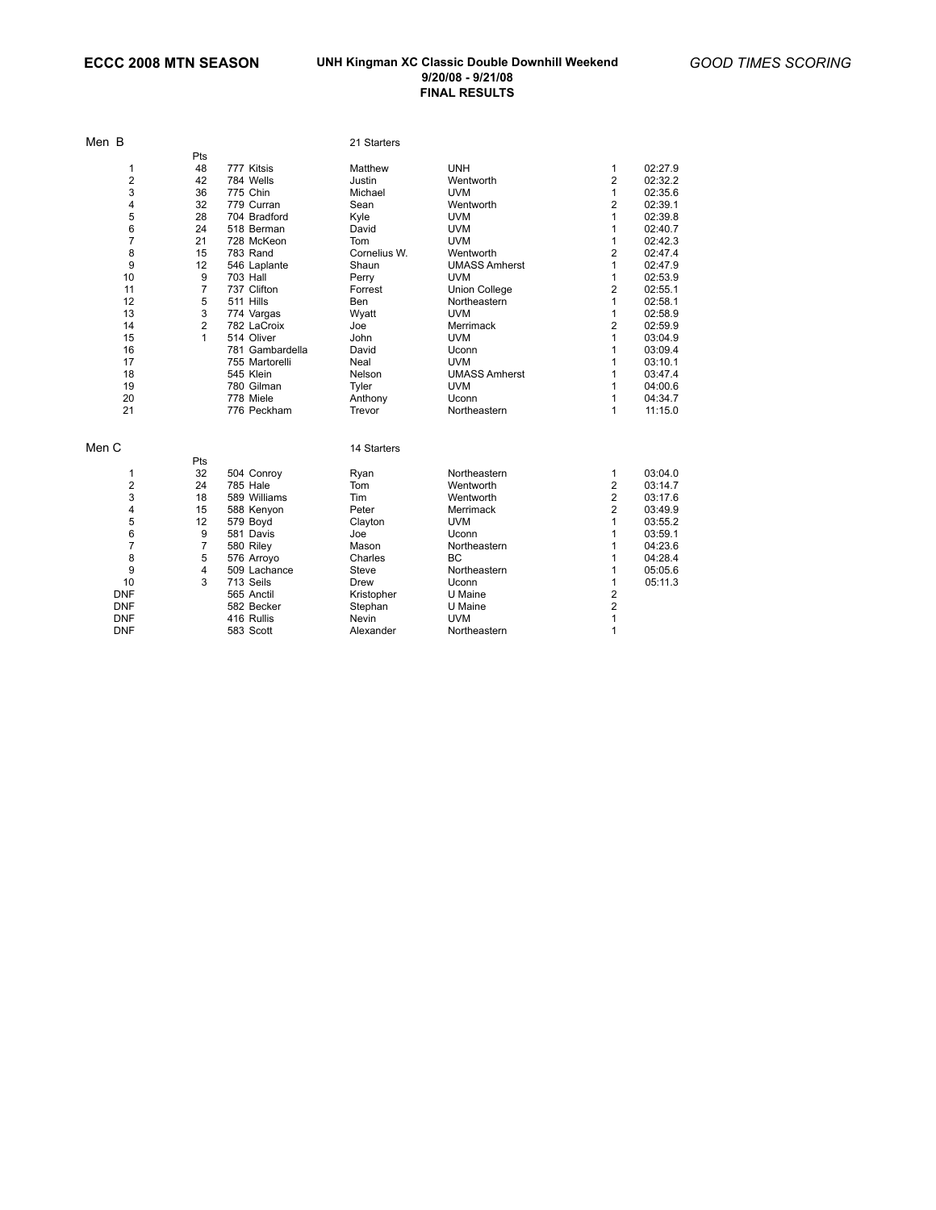**ECCC 2008 MTN SEASON**

**UNH Kingman XC Classic Double Downhill Weekend**
**9/20/08 - 9/21/08**
**FINAL RESULTS**

*GOOD TIMES SCORING*

Men B — 21 Starters

| Place | Pts | No. | Last Name | First Name | Team | | Time |
|---|---|---|---|---|---|---|---|
| 1 | 48 | 777 | Kitsis | Matthew | UNH | 1 | 02:27.9 |
| 2 | 42 | 784 | Wells | Justin | Wentworth | 2 | 02:32.2 |
| 3 | 36 | 775 | Chin | Michael | UVM | 1 | 02:35.6 |
| 4 | 32 | 779 | Curran | Sean | Wentworth | 2 | 02:39.1 |
| 5 | 28 | 704 | Bradford | Kyle | UVM | 1 | 02:39.8 |
| 6 | 24 | 518 | Berman | David | UVM | 1 | 02:40.7 |
| 7 | 21 | 728 | McKeon | Tom | UVM | 1 | 02:42.3 |
| 8 | 15 | 783 | Rand | Cornelius W. | Wentworth | 2 | 02:47.4 |
| 9 | 12 | 546 | Laplante | Shaun | UMASS Amherst | 1 | 02:47.9 |
| 10 | 9 | 703 | Hall | Perry | UVM | 1 | 02:53.9 |
| 11 | 7 | 737 | Clifton | Forrest | Union College | 2 | 02:55.1 |
| 12 | 5 | 511 | Hills | Ben | Northeastern | 1 | 02:58.1 |
| 13 | 3 | 774 | Vargas | Wyatt | UVM | 1 | 02:58.9 |
| 14 | 2 | 782 | LaCroix | Joe | Merrimack | 2 | 02:59.9 |
| 15 | 1 | 514 | Oliver | John | UVM | 1 | 03:04.9 |
| 16 | | 781 | Gambardella | David | Uconn | 1 | 03:09.4 |
| 17 | | 755 | Martorelli | Neal | UVM | 1 | 03:10.1 |
| 18 | | 545 | Klein | Nelson | UMASS Amherst | 1 | 03:47.4 |
| 19 | | 780 | Gilman | Tyler | UVM | 1 | 04:00.6 |
| 20 | | 778 | Miele | Anthony | Uconn | 1 | 04:34.7 |
| 21 | | 776 | Peckham | Trevor | Northeastern | 1 | 11:15.0 |

Men C — 14 Starters

| Place | Pts | No. | Last Name | First Name | Team | | Time |
|---|---|---|---|---|---|---|---|
| 1 | 32 | 504 | Conroy | Ryan | Northeastern | 1 | 03:04.0 |
| 2 | 24 | 785 | Hale | Tom | Wentworth | 2 | 03:14.7 |
| 3 | 18 | 589 | Williams | Tim | Wentworth | 2 | 03:17.6 |
| 4 | 15 | 588 | Kenyon | Peter | Merrimack | 2 | 03:49.9 |
| 5 | 12 | 579 | Boyd | Clayton | UVM | 1 | 03:55.2 |
| 6 | 9 | 581 | Davis | Joe | Uconn | 1 | 03:59.1 |
| 7 | 7 | 580 | Riley | Mason | Northeastern | 1 | 04:23.6 |
| 8 | 5 | 576 | Arroyo | Charles | BC | 1 | 04:28.4 |
| 9 | 4 | 509 | Lachance | Steve | Northeastern | 1 | 05:05.6 |
| 10 | 3 | 713 | Seils | Drew | Uconn | 1 | 05:11.3 |
| DNF | | 565 | Anctil | Kristopher | U Maine | 2 | |
| DNF | | 582 | Becker | Stephan | U Maine | 2 | |
| DNF | | 416 | Rullis | Nevin | UVM | 1 | |
| DNF | | 583 | Scott | Alexander | Northeastern | 1 | |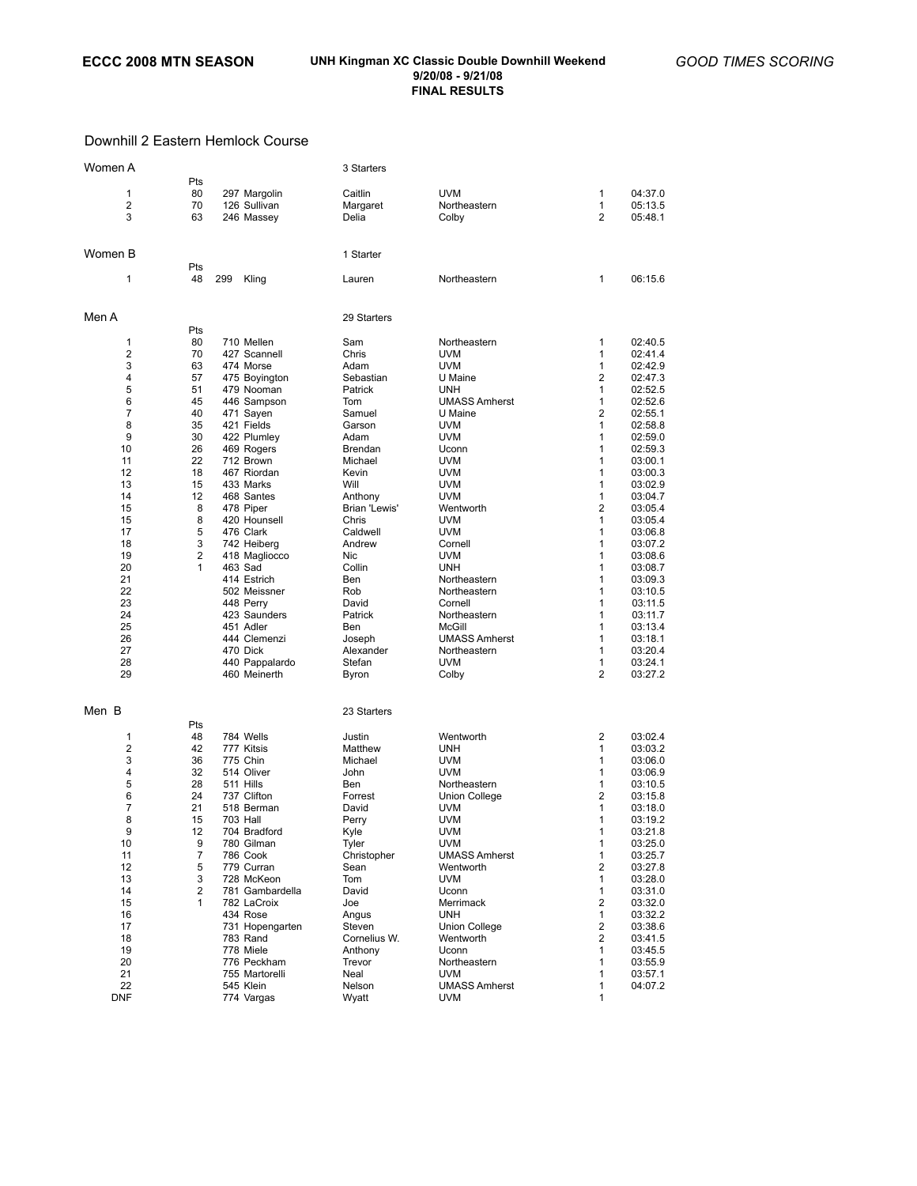**ECCC 2008 MTN SEASON**

**UNH Kingman XC Classic Double Downhill Weekend**
**9/20/08 - 9/21/08**
**FINAL RESULTS**

*GOOD TIMES SCORING*

## Downhill 2 Eastern Hemlock Course

### Women A

3 Starters

| Place | Pts | No. | Last Name | First Name | School | Cat | Time |
|---|---|---|---|---|---|---|---|
| 1 | 80 | 297 | Margolin | Caitlin | UVM | 1 | 04:37.0 |
| 2 | 70 | 126 | Sullivan | Margaret | Northeastern | 1 | 05:13.5 |
| 3 | 63 | 246 | Massey | Delia | Colby | 2 | 05:48.1 |

### Women B

1 Starter

| Place | Pts | No. | Last Name | First Name | School | Cat | Time |
|---|---|---|---|---|---|---|---|
| 1 | 48 | 299 | Kling | Lauren | Northeastern | 1 | 06:15.6 |

### Men A

29 Starters

| Place | Pts | No. | Last Name | First Name | School | Cat | Time |
|---|---|---|---|---|---|---|---|
| 1 | 80 | 710 | Mellen | Sam | Northeastern | 1 | 02:40.5 |
| 2 | 70 | 427 | Scannell | Chris | UVM | 1 | 02:41.4 |
| 3 | 63 | 474 | Morse | Adam | UVM | 1 | 02:42.9 |
| 4 | 57 | 475 | Boyington | Sebastian | U Maine | 2 | 02:47.3 |
| 5 | 51 | 479 | Nooman | Patrick | UNH | 1 | 02:52.5 |
| 6 | 45 | 446 | Sampson | Tom | UMASS Amherst | 1 | 02:52.6 |
| 7 | 40 | 471 | Sayen | Samuel | U Maine | 2 | 02:55.1 |
| 8 | 35 | 421 | Fields | Garson | UVM | 1 | 02:58.8 |
| 9 | 30 | 422 | Plumley | Adam | UVM | 1 | 02:59.0 |
| 10 | 26 | 469 | Rogers | Brendan | Uconn | 1 | 02:59.3 |
| 11 | 22 | 712 | Brown | Michael | UVM | 1 | 03:00.1 |
| 12 | 18 | 467 | Riordan | Kevin | UVM | 1 | 03:00.3 |
| 13 | 15 | 433 | Marks | Will | UVM | 1 | 03:02.9 |
| 14 | 12 | 468 | Santes | Anthony | UVM | 1 | 03:04.7 |
| 15 | 8 | 478 | Piper | Brian 'Lewis' | Wentworth | 2 | 03:05.4 |
| 15 | 8 | 420 | Hounsell | Chris | UVM | 1 | 03:05.4 |
| 17 | 5 | 476 | Clark | Caldwell | UVM | 1 | 03:06.8 |
| 18 | 3 | 742 | Heiberg | Andrew | Cornell | 1 | 03:07.2 |
| 19 | 2 | 418 | Magliocco | Nic | UVM | 1 | 03:08.6 |
| 20 | 1 | 463 | Sad | Collin | UNH | 1 | 03:08.7 |
| 21 | | 414 | Estrich | Ben | Northeastern | 1 | 03:09.3 |
| 22 | | 502 | Meissner | Rob | Northeastern | 1 | 03:10.5 |
| 23 | | 448 | Perry | David | Cornell | 1 | 03:11.5 |
| 24 | | 423 | Saunders | Patrick | Northeastern | 1 | 03:11.7 |
| 25 | | 451 | Adler | Ben | McGill | 1 | 03:13.4 |
| 26 | | 444 | Clemenzi | Joseph | UMASS Amherst | 1 | 03:18.1 |
| 27 | | 470 | Dick | Alexander | Northeastern | 1 | 03:20.4 |
| 28 | | 440 | Pappalardo | Stefan | UVM | 1 | 03:24.1 |
| 29 | | 460 | Meinerth | Byron | Colby | 2 | 03:27.2 |

### Men B

23 Starters

| Place | Pts | No. | Last Name | First Name | School | Cat | Time |
|---|---|---|---|---|---|---|---|
| 1 | 48 | 784 | Wells | Justin | Wentworth | 2 | 03:02.4 |
| 2 | 42 | 777 | Kitsis | Matthew | UNH | 1 | 03:03.2 |
| 3 | 36 | 775 | Chin | Michael | UVM | 1 | 03:06.0 |
| 4 | 32 | 514 | Oliver | John | UVM | 1 | 03:06.9 |
| 5 | 28 | 511 | Hills | Ben | Northeastern | 1 | 03:10.5 |
| 6 | 24 | 737 | Clifton | Forrest | Union College | 2 | 03:15.8 |
| 7 | 21 | 518 | Berman | David | UVM | 1 | 03:18.0 |
| 8 | 15 | 703 | Hall | Perry | UVM | 1 | 03:19.2 |
| 9 | 12 | 704 | Bradford | Kyle | UVM | 1 | 03:21.8 |
| 10 | 9 | 780 | Gilman | Tyler | UVM | 1 | 03:25.0 |
| 11 | 7 | 786 | Cook | Christopher | UMASS Amherst | 1 | 03:25.7 |
| 12 | 5 | 779 | Curran | Sean | Wentworth | 2 | 03:27.8 |
| 13 | 3 | 728 | McKeon | Tom | UVM | 1 | 03:28.0 |
| 14 | 2 | 781 | Gambardella | David | Uconn | 1 | 03:31.0 |
| 15 | 1 | 782 | LaCroix | Joe | Merrimack | 2 | 03:32.0 |
| 16 | | 434 | Rose | Angus | UNH | 1 | 03:32.2 |
| 17 | | 731 | Hopengarten | Steven | Union College | 2 | 03:38.6 |
| 18 | | 783 | Rand | Cornelius W. | Wentworth | 2 | 03:41.5 |
| 19 | | 778 | Miele | Anthony | Uconn | 1 | 03:45.5 |
| 20 | | 776 | Peckham | Trevor | Northeastern | 1 | 03:55.9 |
| 21 | | 755 | Martorelli | Neal | UVM | 1 | 03:57.1 |
| 22 | | 545 | Klein | Nelson | UMASS Amherst | 1 | 04:07.2 |
| DNF | | 774 | Vargas | Wyatt | UVM | 1 | |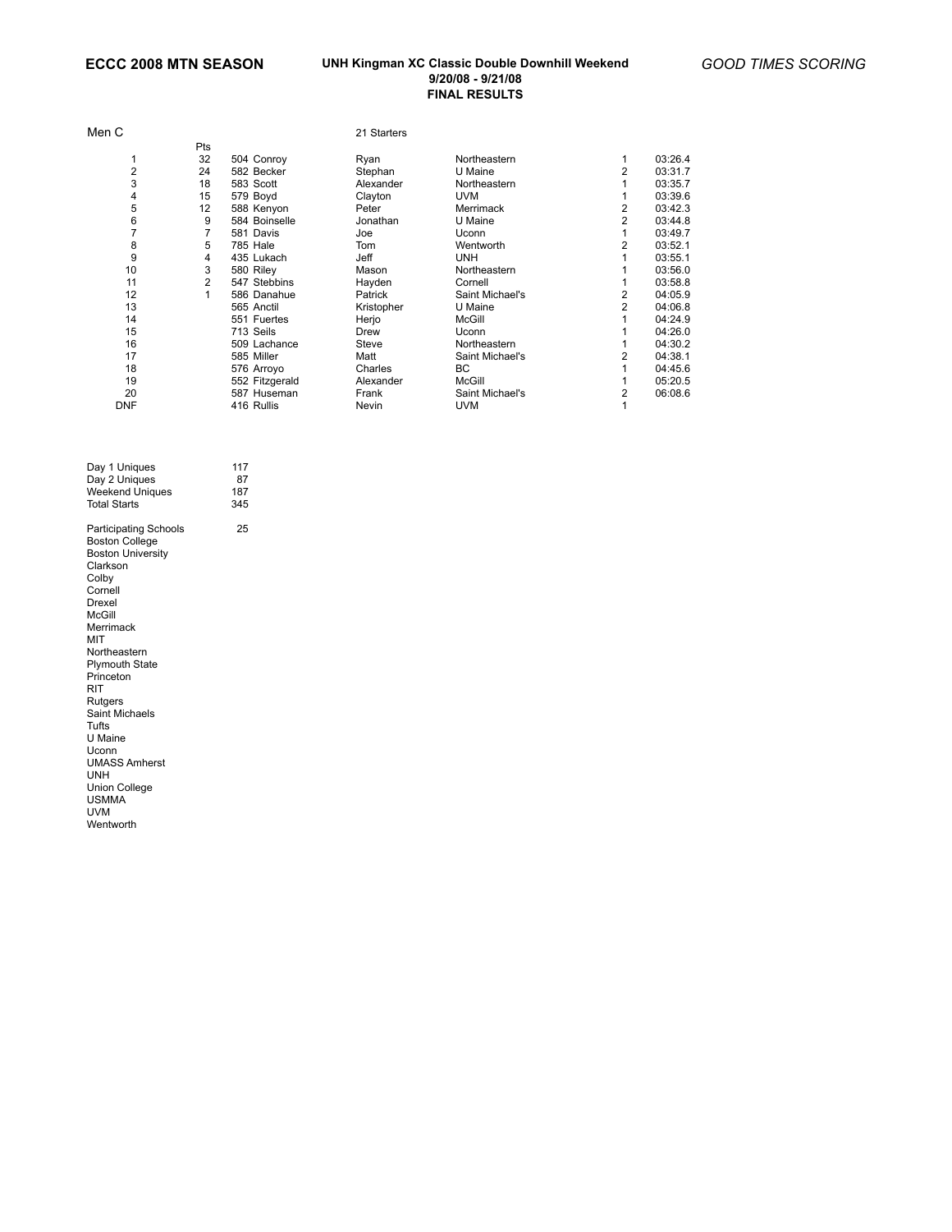**ECCC 2008 MTN SEASON**

**UNH Kingman XC Classic Double Downhill Weekend**
**9/20/08 - 9/21/08**
**FINAL RESULTS**

*GOOD TIMES SCORING*

Men C — 21 Starters

| | Pts | | | | | | |
|---|---|---|---|---|---|---|---|
| 1 | 32 | 504 | Conroy | Ryan | Northeastern | 1 | 03:26.4 |
| 2 | 24 | 582 | Becker | Stephan | U Maine | 2 | 03:31.7 |
| 3 | 18 | 583 | Scott | Alexander | Northeastern | 1 | 03:35.7 |
| 4 | 15 | 579 | Boyd | Clayton | UVM | 1 | 03:39.6 |
| 5 | 12 | 588 | Kenyon | Peter | Merrimack | 2 | 03:42.3 |
| 6 | 9 | 584 | Boinselle | Jonathan | U Maine | 2 | 03:44.8 |
| 7 | 7 | 581 | Davis | Joe | Uconn | 1 | 03:49.7 |
| 8 | 5 | 785 | Hale | Tom | Wentworth | 2 | 03:52.1 |
| 9 | 4 | 435 | Lukach | Jeff | UNH | 1 | 03:55.1 |
| 10 | 3 | 580 | Riley | Mason | Northeastern | 1 | 03:56.0 |
| 11 | 2 | 547 | Stebbins | Hayden | Cornell | 1 | 03:58.8 |
| 12 | 1 | 586 | Danahue | Patrick | Saint Michael's | 2 | 04:05.9 |
| 13 | | 565 | Anctil | Kristopher | U Maine | 2 | 04:06.8 |
| 14 | | 551 | Fuertes | Herjo | McGill | 1 | 04:24.9 |
| 15 | | 713 | Seils | Drew | Uconn | 1 | 04:26.0 |
| 16 | | 509 | Lachance | Steve | Northeastern | 1 | 04:30.2 |
| 17 | | 585 | Miller | Matt | Saint Michael's | 2 | 04:38.1 |
| 18 | | 576 | Arroyo | Charles | BC | 1 | 04:45.6 |
| 19 | | 552 | Fitzgerald | Alexander | McGill | 1 | 05:20.5 |
| 20 | | 587 | Huseman | Frank | Saint Michael's | 2 | 06:08.6 |
| DNF | | 416 | Rullis | Nevin | UVM | 1 | |

| | |
|---|---|
| Day 1 Uniques | 117 |
| Day 2 Uniques | 87 |
| Weekend Uniques | 187 |
| Total Starts | 345 |

Participating Schools 25

Boston College
Boston University
Clarkson
Colby
Cornell
Drexel
McGill
Merrimack
MIT
Northeastern
Plymouth State
Princeton
RIT
Rutgers
Saint Michaels
Tufts
U Maine
Uconn
UMASS Amherst
UNH
Union College
USMMA
UVM
Wentworth